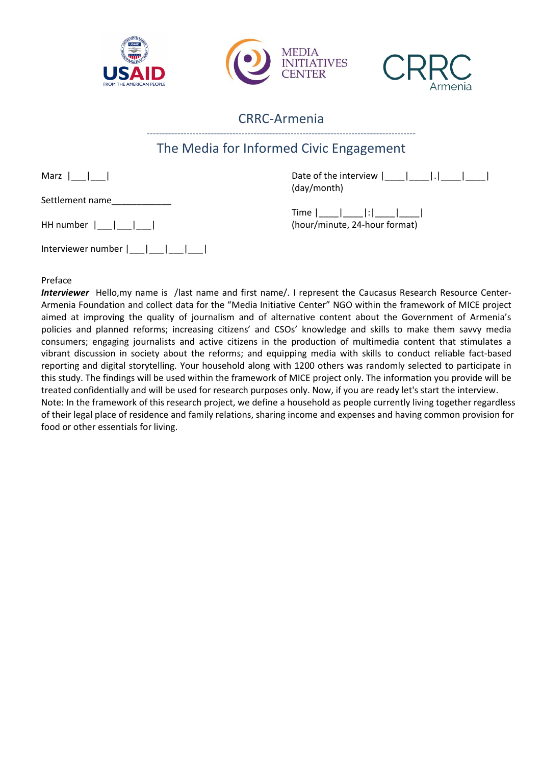# CRRC-Armenia

## The Media for Informed Civic Engagement

Marz |___|___|

Settlement name____________

HH number |___|___|___|

Interviewer number |___|___|___|___|

Date of the interview |____|____|.|____|____| (day/month)

Time |____|____|:|____|____| (hour/minute, 24-hour format)

Preface

***Interviewer*** Hello,my name is /last name and first name/. I represent the Caucasus Research Resource Center-Armenia Foundation and collect data for the "Media Initiative Center" NGO within the framework of MICE project aimed at improving the quality of journalism and of alternative content about the Government of Armenia's policies and planned reforms; increasing citizens' and CSOs' knowledge and skills to make them savvy media consumers; engaging journalists and active citizens in the production of multimedia content that stimulates a vibrant discussion in society about the reforms; and equipping media with skills to conduct reliable fact-based reporting and digital storytelling. Your household along with 1200 others was randomly selected to participate in this study. The findings will be used within the framework of MICE project only. The information you provide will be treated confidentially and will be used for research purposes only. Now, if you are ready let's start the interview.

Note: In the framework of this research project, we define a household as people currently living together regardless of their legal place of residence and family relations, sharing income and expenses and having common provision for food or other essentials for living.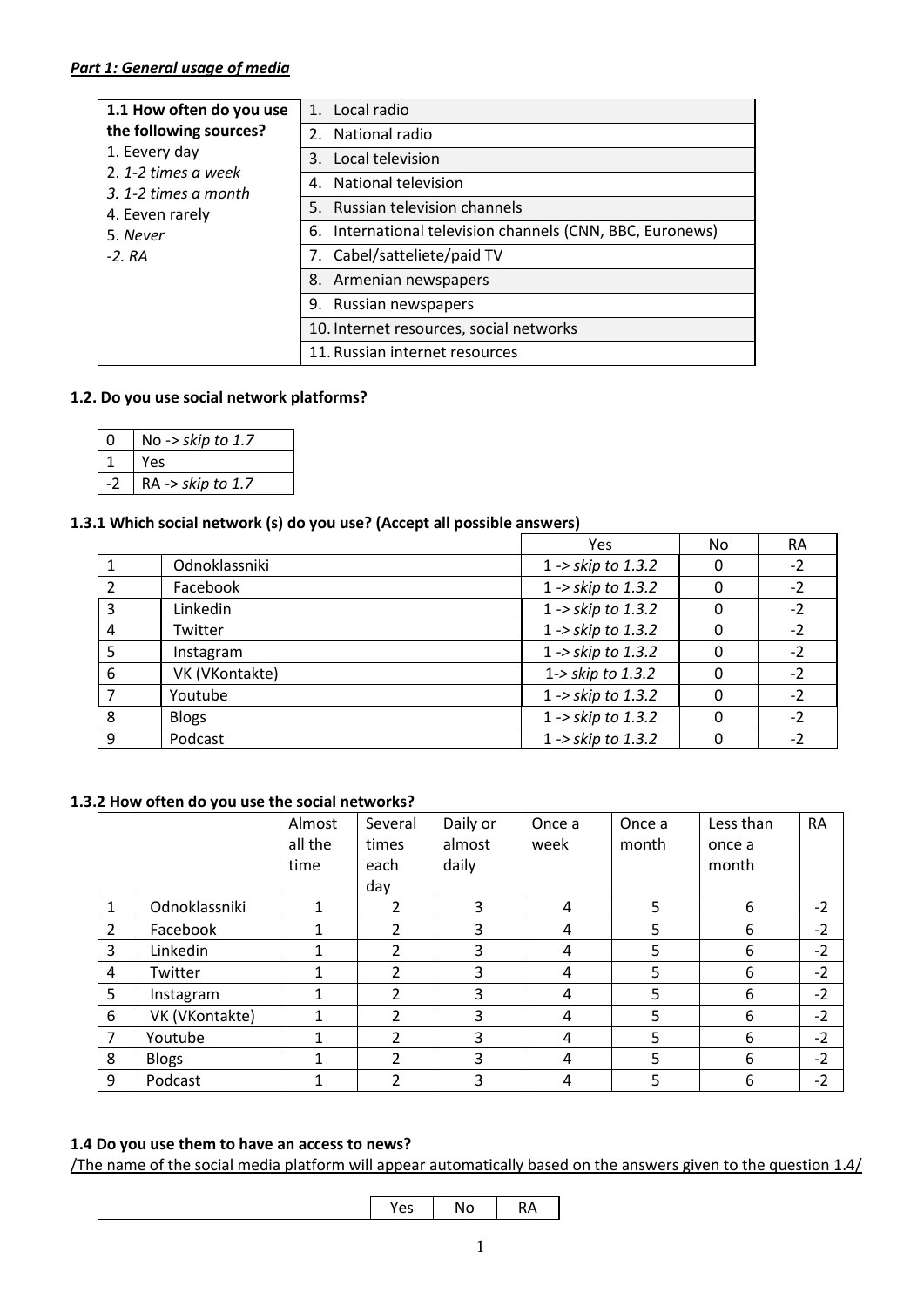***Part 1: General usage of media***

| **1.1 How often do you use the following sources?**<br>1. Eevery day<br>2. *1-2 times a week*<br>3. *1-2 times a month*<br>4. Eeven rarely<br>5. *Never*<br>*-2. RA* | 1. Local radio |
|---|---|
| | 2. National radio |
| | 3. Local television |
| | 4. National television |
| | 5. Russian television channels |
| | 6. International television channels (CNN, BBC, Euronews) |
| | 7. Cabel/satteliete/paid TV |
| | 8. Armenian newspapers |
| | 9. Russian newspapers |
| | 10. Internet resources, social networks |
| | 11. Russian internet resources |

**1.2. Do you use social network platforms?**

| | |
|---|---|
| 0 | No -> *skip to 1.7* |
| 1 | Yes |
| -2 | RA -> *skip to 1.7* |

**1.3.1 Which social network (s) do you use? (Accept all possible answers)**

| | | Yes | No | RA |
|---|---|---|---|---|
| 1 | Odnoklassniki | 1 -> *skip to 1.3.2* | 0 | -2 |
| 2 | Facebook | 1 -> *skip to 1.3.2* | 0 | -2 |
| 3 | Linkedin | 1 -> *skip to 1.3.2* | 0 | -2 |
| 4 | Twitter | 1 -> *skip to 1.3.2* | 0 | -2 |
| 5 | Instagram | 1 -> *skip to 1.3.2* | 0 | -2 |
| 6 | VK (VKontakte) | 1-> *skip to 1.3.2* | 0 | -2 |
| 7 | Youtube | 1 -> *skip to 1.3.2* | 0 | -2 |
| 8 | Blogs | 1 -> *skip to 1.3.2* | 0 | -2 |
| 9 | Podcast | 1 -> *skip to 1.3.2* | 0 | -2 |

**1.3.2 How often do you use the social networks?**

| | | Almost all the time | Several times each day | Daily or almost daily | Once a week | Once a month | Less than once a month | RA |
|---|---|---|---|---|---|---|---|---|
| 1 | Odnoklassniki | 1 | 2 | 3 | 4 | 5 | 6 | -2 |
| 2 | Facebook | 1 | 2 | 3 | 4 | 5 | 6 | -2 |
| 3 | Linkedin | 1 | 2 | 3 | 4 | 5 | 6 | -2 |
| 4 | Twitter | 1 | 2 | 3 | 4 | 5 | 6 | -2 |
| 5 | Instagram | 1 | 2 | 3 | 4 | 5 | 6 | -2 |
| 6 | VK (VKontakte) | 1 | 2 | 3 | 4 | 5 | 6 | -2 |
| 7 | Youtube | 1 | 2 | 3 | 4 | 5 | 6 | -2 |
| 8 | Blogs | 1 | 2 | 3 | 4 | 5 | 6 | -2 |
| 9 | Podcast | 1 | 2 | 3 | 4 | 5 | 6 | -2 |

**1.4 Do you use them to have an access to news?**

/The name of the social media platform will appear automatically based on the answers given to the question 1.4/

| | Yes | No | RA |
|---|---|---|---|
| | | | |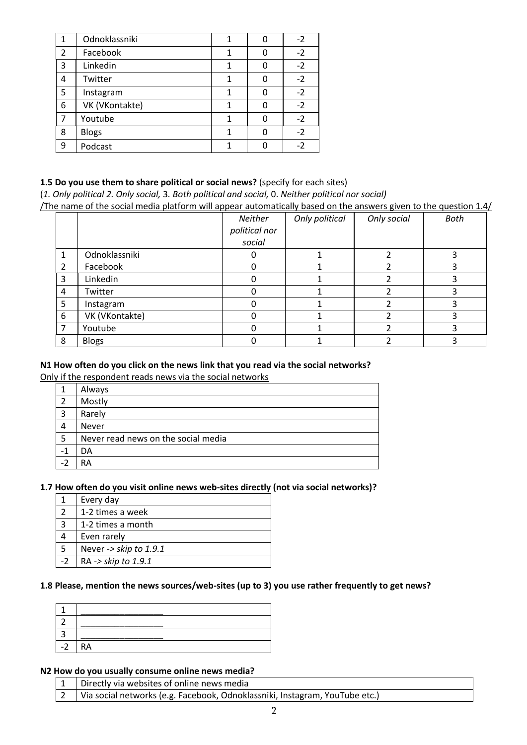| | | | | |
|---|---|---|---|---|
| 1 | Odnoklassniki | 1 | 0 | -2 |
| 2 | Facebook | 1 | 0 | -2 |
| 3 | Linkedin | 1 | 0 | -2 |
| 4 | Twitter | 1 | 0 | -2 |
| 5 | Instagram | 1 | 0 | -2 |
| 6 | VK (VKontakte) | 1 | 0 | -2 |
| 7 | Youtube | 1 | 0 | -2 |
| 8 | Blogs | 1 | 0 | -2 |
| 9 | Podcast | 1 | 0 | -2 |

**1.5 Do you use them to share <u>political</u> or <u>social</u> news?** (specify for each sites)

(*1. Only political 2. Only social,* 3. *Both political and social,* 0. *Neither political nor social)*

<u>/The name of the social media platform will appear automatically based on the answers given to the question 1.4/</u>

| | | *Neither political nor social* | *Only political* | *Only social* | *Both* |
|---|---|---|---|---|---|
| 1 | Odnoklassniki | 0 | 1 | 2 | 3 |
| 2 | Facebook | 0 | 1 | 2 | 3 |
| 3 | Linkedin | 0 | 1 | 2 | 3 |
| 4 | Twitter | 0 | 1 | 2 | 3 |
| 5 | Instagram | 0 | 1 | 2 | 3 |
| 6 | VK (VKontakte) | 0 | 1 | 2 | 3 |
| 7 | Youtube | 0 | 1 | 2 | 3 |
| 8 | Blogs | 0 | 1 | 2 | 3 |

**N1 How often do you click on the news link that you read via the social networks?**

<u>Only if the respondent reads news via the social networks</u>

| | |
|---|---|
| 1 | Always |
| 2 | Mostly |
| 3 | Rarely |
| 4 | Never |
| 5 | Never read news on the social media |
| -1 | DA |
| -2 | RA |

**1.7 How often do you visit online news web-sites directly (not via social networks)?**

| | |
|---|---|
| 1 | Every day |
| 2 | 1-2 times a week |
| 3 | 1-2 times a month |
| 4 | Even rarely |
| 5 | Never -> *skip to 1.9.1* |
| -2 | RA -> *skip to 1.9.1* |

**1.8 Please, mention the news sources/web-sites (up to 3) you use rather frequently to get news?**

| | |
|---|---|
| 1 | _________________ |
| 2 | _________________ |
| 3 | _________________ |
| -2 | RA |

**N2 How do you usually consume online news media?**

| | |
|---|---|
| 1 | Directly via websites of online news media |
| 2 | Via social networks (e.g. Facebook, Odnoklassniki, Instagram, YouTube etc.) |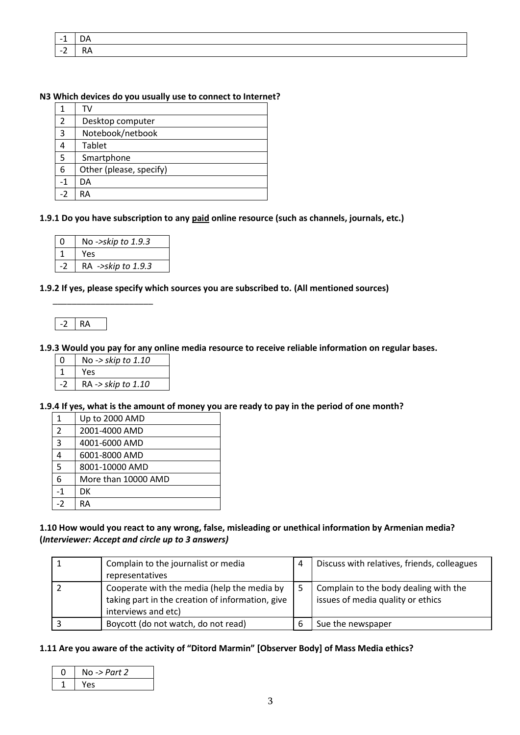| -1 | DA |
|---|---|
| -2 | RA |

**N3 Which devices do you usually use to connect to Internet?**

| 1 | TV |
|---|---|
| 2 | Desktop computer |
| 3 | Notebook/netbook |
| 4 | Tablet |
| 5 | Smartphone |
| 6 | Other (please, specify) |
| -1 | DA |
| -2 | RA |

**1.9.1 Do you have subscription to any paid online resource (such as channels, journals, etc.)**

| 0 | No *->skip to 1.9.3* |
|---|---|
| 1 | Yes |
| -2 | RA *->skip to 1.9.3* |

**1.9.2 If yes, please specify which sources you are subscribed to. (All mentioned sources)**

______________________

| -2 | RA |
|---|---|

**1.9.3 Would you pay for any online media resource to receive reliable information on regular bases.**

| 0 | No -> *skip to 1.10* |
|---|---|
| 1 | Yes |
| -2 | RA -> *skip to 1.10* |

**1.9.4 If yes, what is the amount of money you are ready to pay in the period of one month?**

| 1 | Up to 2000 AMD |
|---|---|
| 2 | 2001-4000 AMD |
| 3 | 4001-6000 AMD |
| 4 | 6001-8000 AMD |
| 5 | 8001-10000 AMD |
| 6 | More than 10000 AMD |
| -1 | DK |
| -2 | RA |

**1.10 How would you react to any wrong, false, misleading or unethical information by Armenian media? (*Interviewer: Accept and circle up to 3 answers)***

| 1 | Complain to the journalist or media representatives | 4 | Discuss with relatives, friends, colleagues |
|---|---|---|---|
| 2 | Cooperate with the media (help the media by taking part in the creation of information, give interviews and etc) | 5 | Complain to the body dealing with the issues of media quality or ethics |
| 3 | Boycott (do not watch, do not read) | 6 | Sue the newspaper |

**1.11 Are you aware of the activity of "Ditord Marmin" [Observer Body] of Mass Media ethics?**

| 0 | No -> *Part 2* |
|---|---|
| 1 | Yes |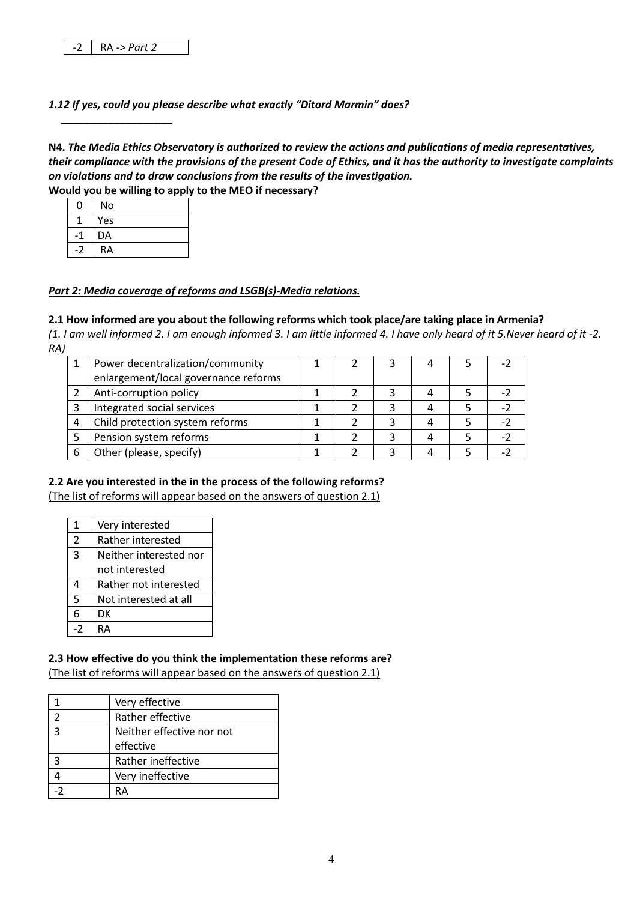| -2 | RA -> *Part 2* |
|---|---|

***1.12 If yes, could you please describe what exactly "Ditord Marmin" does?***

___________________

**N4.** ***The Media Ethics Observatory is authorized to review the actions and publications of media representatives, their compliance with the provisions of the present Code of Ethics, and it has the authority to investigate complaints on violations and to draw conclusions from the results of the investigation.***
**Would you be willing to apply to the MEO if necessary?**

| 0 | No |
|---|---|
| 1 | Yes |
| -1 | DA |
| -2 | RA |

***Part 2: Media coverage of reforms and LSGB(s)-Media relations.***

**2.1 How informed are you about the following reforms which took place/are taking place in Armenia?**
*(1. I am well informed 2. I am enough informed 3. I am little informed 4. I have only heard of it 5.Never heard of it -2. RA)*

| 1 | Power decentralization/community enlargement/local governance reforms | 1 | 2 | 3 | 4 | 5 | -2 |
|---|---|---|---|---|---|---|---|
| 2 | Anti-corruption policy | 1 | 2 | 3 | 4 | 5 | -2 |
| 3 | Integrated social services | 1 | 2 | 3 | 4 | 5 | -2 |
| 4 | Child protection system reforms | 1 | 2 | 3 | 4 | 5 | -2 |
| 5 | Pension system reforms | 1 | 2 | 3 | 4 | 5 | -2 |
| 6 | Other (please, specify) | 1 | 2 | 3 | 4 | 5 | -2 |

**2.2 Are you interested in the in the process of the following reforms?**
<u>(The list of reforms will appear based on the answers of question 2.1)</u>

| 1 | Very interested |
|---|---|
| 2 | Rather interested |
| 3 | Neither interested nor not interested |
| 4 | Rather not interested |
| 5 | Not interested at all |
| 6 | DK |
| -2 | RA |

**2.3 How effective do you think the implementation these reforms are?**
<u>(The list of reforms will appear based on the answers of question 2.1)</u>

| 1 | Very effective |
|---|---|
| 2 | Rather effective |
| 3 | Neither effective nor not effective |
| 3 | Rather ineffective |
| 4 | Very ineffective |
| -2 | RA |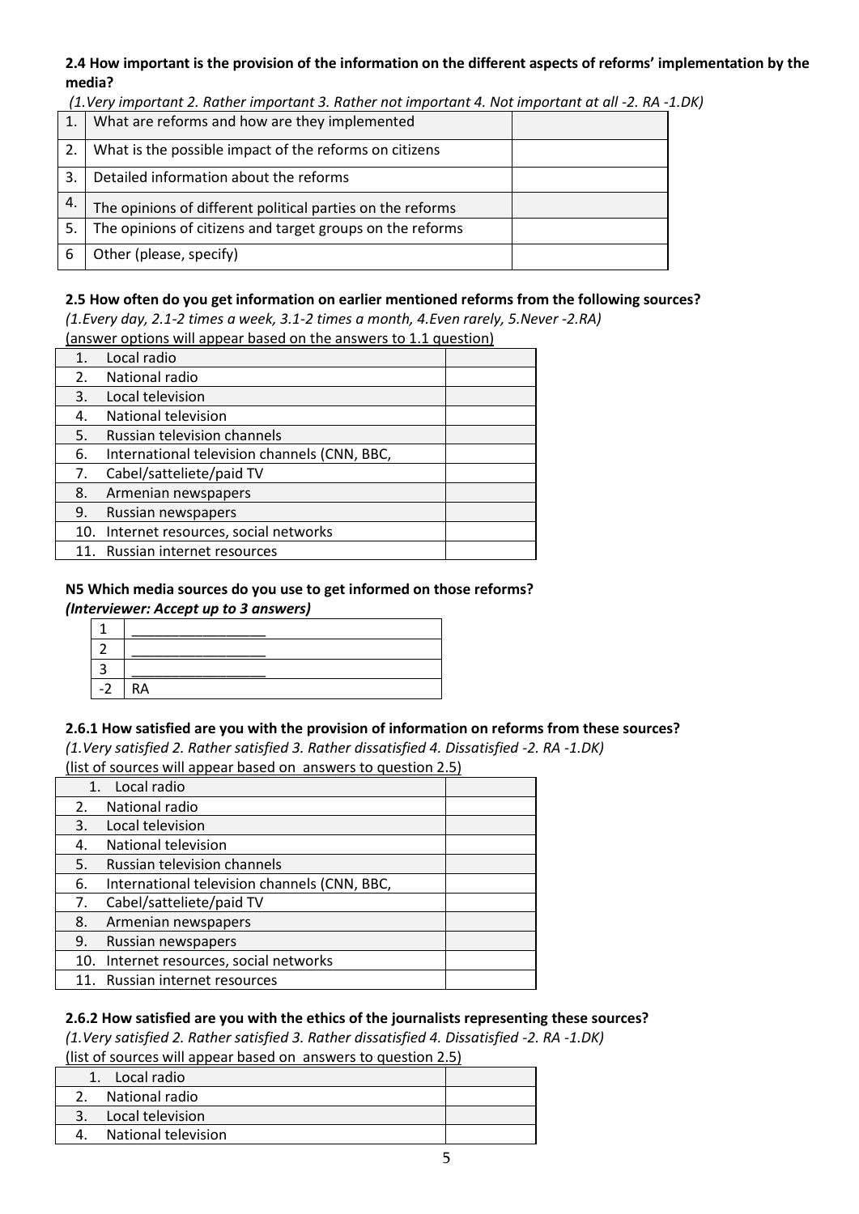**2.4 How important is the provision of the information on the different aspects of reforms' implementation by the media?**

*(1.Very important 2. Rather important 3. Rather not important 4. Not important at all -2. RA -1.DK)*

| | | |
|---|---|---|
| 1. | What are reforms and how are they implemented | |
| 2. | What is the possible impact of the reforms on citizens | |
| 3. | Detailed information about the reforms | |
| 4. | The opinions of different political parties on the reforms | |
| 5. | The opinions of citizens and target groups on the reforms | |
| 6 | Other (please, specify) | |

**2.5 How often do you get information on earlier mentioned reforms from the following sources?**

*(1.Every day, 2.1-2 times a week, 3.1-2 times a month, 4.Even rarely, 5.Never -2.RA)*

(answer options will appear based on the answers to 1.1 question)

| | |
|---|---|
| 1. Local radio | |
| 2. National radio | |
| 3. Local television | |
| 4. National television | |
| 5. Russian television channels | |
| 6. International television channels (CNN, BBC, | |
| 7. Cabel/satteliete/paid TV | |
| 8. Armenian newspapers | |
| 9. Russian newspapers | |
| 10. Internet resources, social networks | |
| 11. Russian internet resources | |

**N5 Which media sources do you use to get informed on those reforms?**

***(Interviewer: Accept up to 3 answers)***

| | |
|---|---|
| 1 | _________________ |
| 2 | _________________ |
| 3 | _________________ |
| -2 | RA |

**2.6.1 How satisfied are you with the provision of information on reforms from these sources?**

*(1.Very satisfied 2. Rather satisfied 3. Rather dissatisfied 4. Dissatisfied -2. RA -1.DK)*

(list of sources will appear based on answers to question 2.5)

| | |
|---|---|
| 1. Local radio | |
| 2. National radio | |
| 3. Local television | |
| 4. National television | |
| 5. Russian television channels | |
| 6. International television channels (CNN, BBC, | |
| 7. Cabel/satteliete/paid TV | |
| 8. Armenian newspapers | |
| 9. Russian newspapers | |
| 10. Internet resources, social networks | |
| 11. Russian internet resources | |

**2.6.2 How satisfied are you with the ethics of the journalists representing these sources?**

*(1.Very satisfied 2. Rather satisfied 3. Rather dissatisfied 4. Dissatisfied -2. RA -1.DK)*

(list of sources will appear based on answers to question 2.5)

| | |
|---|---|
| 1. Local radio | |
| 2. National radio | |
| 3. Local television | |
| 4. National television | |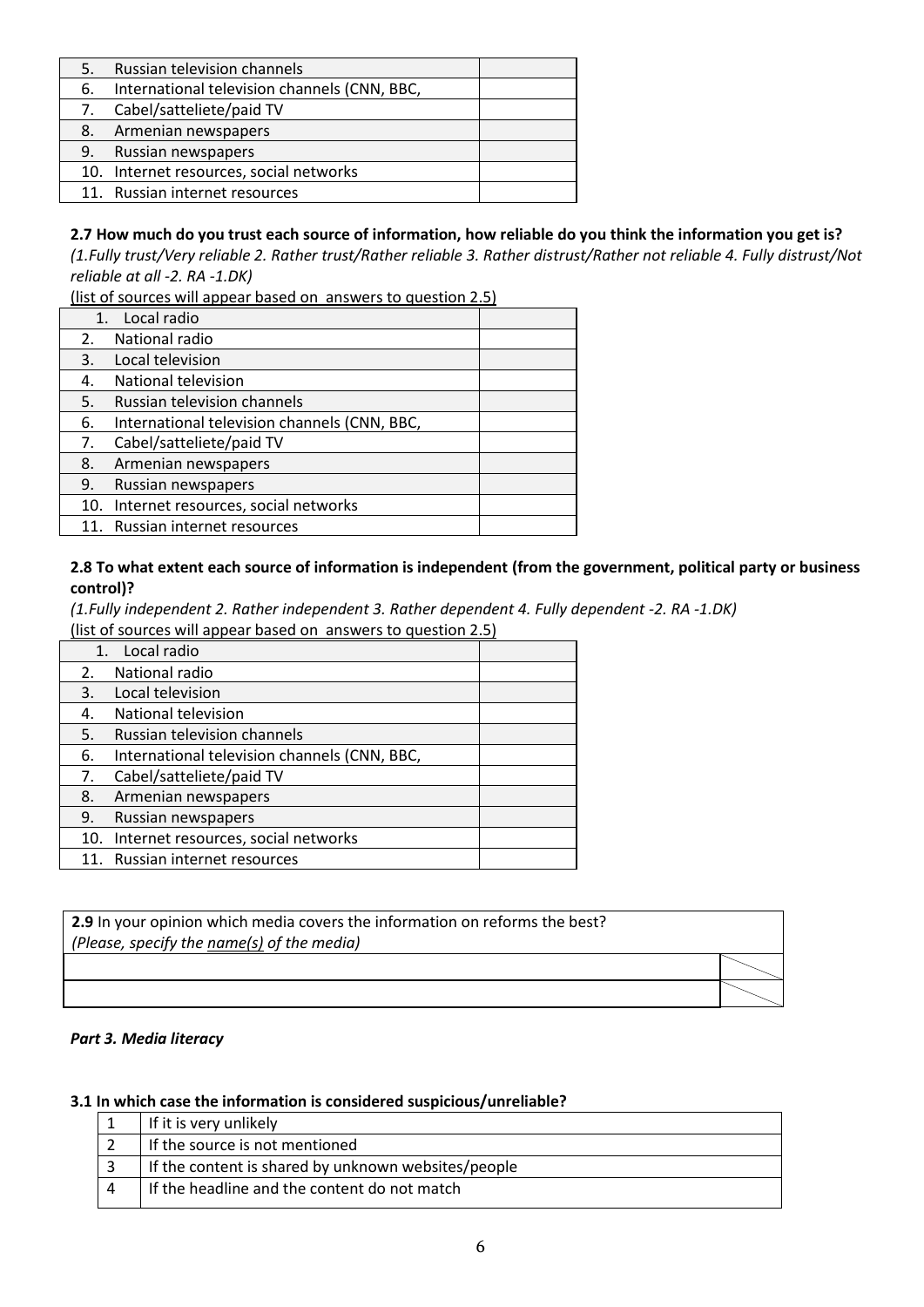| | |
|---|---|
| 5. Russian television channels | |
| 6. International television channels (CNN, BBC, | |
| 7. Cabel/satteliete/paid TV | |
| 8. Armenian newspapers | |
| 9. Russian newspapers | |
| 10. Internet resources, social networks | |
| 11. Russian internet resources | |

**2.7 How much do you trust each source of information, how reliable do you think the information you get is?**
*(1.Fully trust/Very reliable 2. Rather trust/Rather reliable 3. Rather distrust/Rather not reliable 4. Fully distrust/Not reliable at all -2. RA -1.DK)*
<u>(list of sources will appear based on answers to question 2.5)</u>

| | |
|---|---|
| 1. Local radio | |
| 2. National radio | |
| 3. Local television | |
| 4. National television | |
| 5. Russian television channels | |
| 6. International television channels (CNN, BBC, | |
| 7. Cabel/satteliete/paid TV | |
| 8. Armenian newspapers | |
| 9. Russian newspapers | |
| 10. Internet resources, social networks | |
| 11. Russian internet resources | |

**2.8 To what extent each source of information is independent (from the government, political party or business control)?**
*(1.Fully independent 2. Rather independent 3. Rather dependent 4. Fully dependent -2. RA -1.DK)*
<u>(list of sources will appear based on answers to question 2.5)</u>

| | |
|---|---|
| 1. Local radio | |
| 2. National radio | |
| 3. Local television | |
| 4. National television | |
| 5. Russian television channels | |
| 6. International television channels (CNN, BBC, | |
| 7. Cabel/satteliete/paid TV | |
| 8. Armenian newspapers | |
| 9. Russian newspapers | |
| 10. Internet resources, social networks | |
| 11. Russian internet resources | |

| **2.9** In your opinion which media covers the information on reforms the best? *(Please, specify the <u>name(s)</u> of the media)* | |
|---|---|
| | |
| | |

***Part 3. Media literacy***

**3.1 In which case the information is considered suspicious/unreliable?**

| | |
|---|---|
| 1 | If it is very unlikely |
| 2 | If the source is not mentioned |
| 3 | If the content is shared by unknown websites/people |
| 4 | If the headline and the content do not match |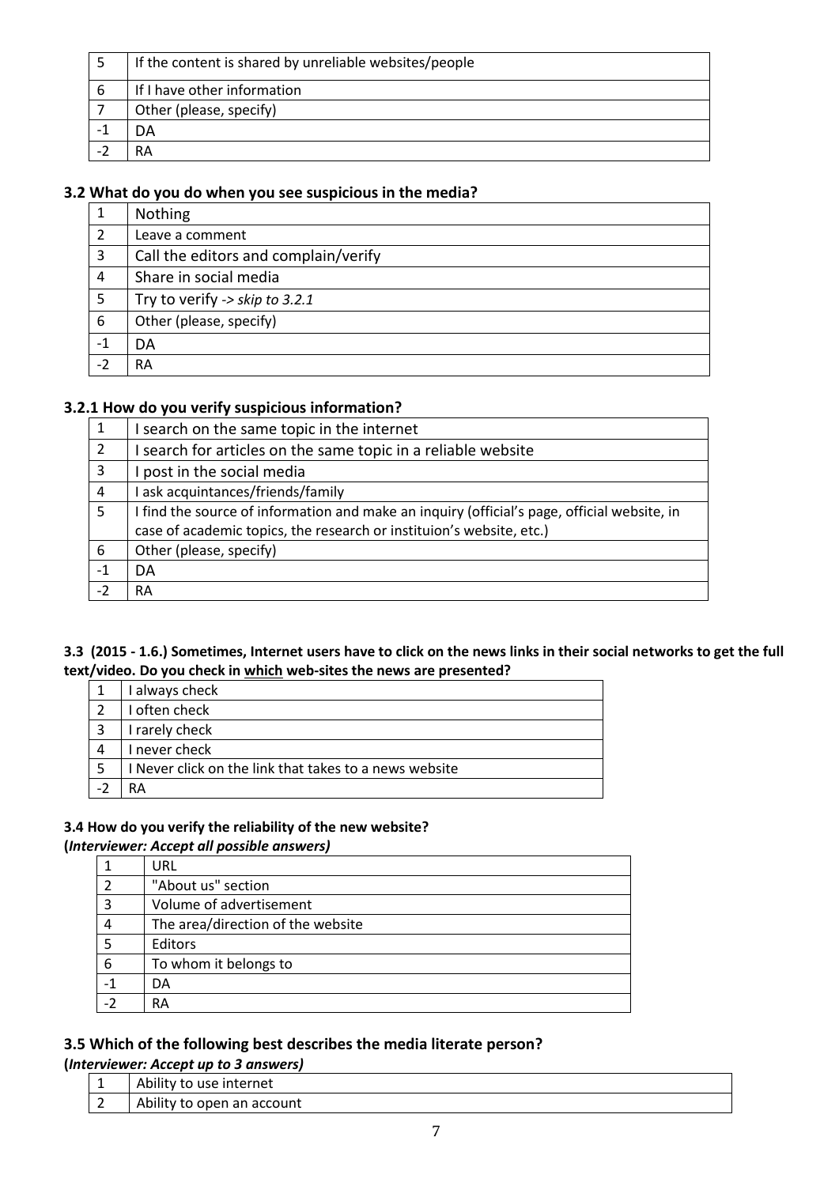| | |
|---|---|
| 5 | If the content is shared by unreliable websites/people |
| 6 | If I have other information |
| 7 | Other (please, specify) |
| -1 | DA |
| -2 | RA |

### 3.2 What do you do when you see suspicious in the media?

| | |
|---|---|
| 1 | Nothing |
| 2 | Leave a comment |
| 3 | Call the editors and complain/verify |
| 4 | Share in social media |
| 5 | Try to verify *-> skip to 3.2.1* |
| 6 | Other (please, specify) |
| -1 | DA |
| -2 | RA |

### 3.2.1 How do you verify suspicious information?

| | |
|---|---|
| 1 | I search on the same topic in the internet |
| 2 | I search for articles on the same topic in a reliable website |
| 3 | I post in the social media |
| 4 | I ask acquintances/friends/family |
| 5 | I find the source of information and make an inquiry (official's page, official website, in case of academic topics, the research or instituion's website, etc.) |
| 6 | Other (please, specify) |
| -1 | DA |
| -2 | RA |

**3.3 (2015 - 1.6.) Sometimes, Internet users have to click on the news links in their social networks to get the full text/video. Do you check in <u>which</u> web-sites the news are presented?**

| | |
|---|---|
| 1 | I always check |
| 2 | I often check |
| 3 | I rarely check |
| 4 | I never check |
| 5 | I Never click on the link that takes to a news website |
| -2 | RA |

**3.4 How do you verify the reliability of the new website?**
**(*Interviewer: Accept all possible answers)***

| | |
|---|---|
| 1 | URL |
| 2 | "About us" section |
| 3 | Volume of advertisement |
| 4 | The area/direction of the website |
| 5 | Editors |
| 6 | To whom it belongs to |
| -1 | DA |
| -2 | RA |

### 3.5 Which of the following best describes the media literate person?
**(*Interviewer: Accept up to 3 answers)***

| | |
|---|---|
| 1 | Ability to use internet |
| 2 | Ability to open an account |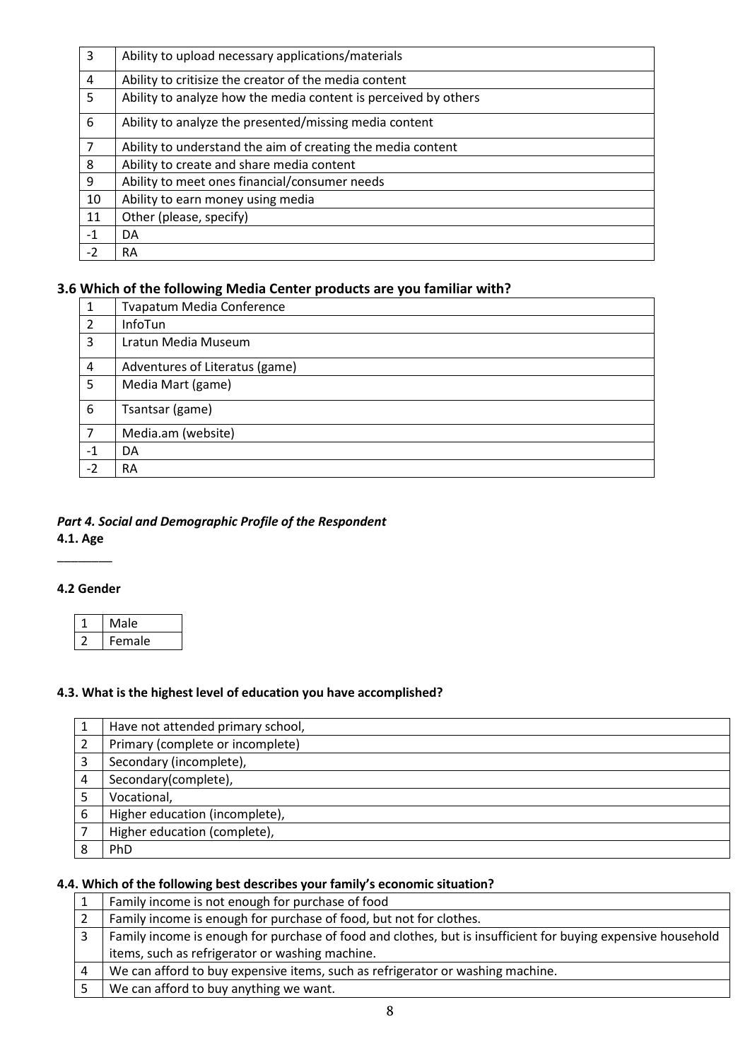| 3 | Ability to upload necessary applications/materials |
|---|---|
| 4 | Ability to critisize the creator of the media content |
| 5 | Ability to analyze how the media content is perceived by others |
| 6 | Ability to analyze the presented/missing media content |
| 7 | Ability to understand the aim of creating the media content |
| 8 | Ability to create and share media content |
| 9 | Ability to meet ones financial/consumer needs |
| 10 | Ability to earn money using media |
| 11 | Other (please, specify) |
| -1 | DA |
| -2 | RA |

### 3.6 Which of the following Media Center products are you familiar with?

| 1 | Tvapatum Media Conference |
|---|---|
| 2 | InfoTun |
| 3 | Lratun Media Museum |
| 4 | Adventures of Literatus (game) |
| 5 | Media Mart (game) |
| 6 | Tsantsar (game) |
| 7 | Media.am (website) |
| -1 | DA |
| -2 | RA |

## *Part 4. Social and Demographic Profile of the Respondent*

**4.1. Age**

________

**4.2 Gender**

| 1 | Male |
|---|---|
| 2 | Female |

**4.3. What is the highest level of education you have accomplished?**

| 1 | Have not attended primary school, |
|---|---|
| 2 | Primary (complete or incomplete) |
| 3 | Secondary (incomplete), |
| 4 | Secondary(complete), |
| 5 | Vocational, |
| 6 | Higher education (incomplete), |
| 7 | Higher education (complete), |
| 8 | PhD |

**4.4. Which of the following best describes your family's economic situation?**

| 1 | Family income is not enough for purchase of food |
|---|---|
| 2 | Family income is enough for purchase of food, but not for clothes. |
| 3 | Family income is enough for purchase of food and clothes, but is insufficient for buying expensive household items, such as refrigerator or washing machine. |
| 4 | We can afford to buy expensive items, such as refrigerator or washing machine. |
| 5 | We can afford to buy anything we want. |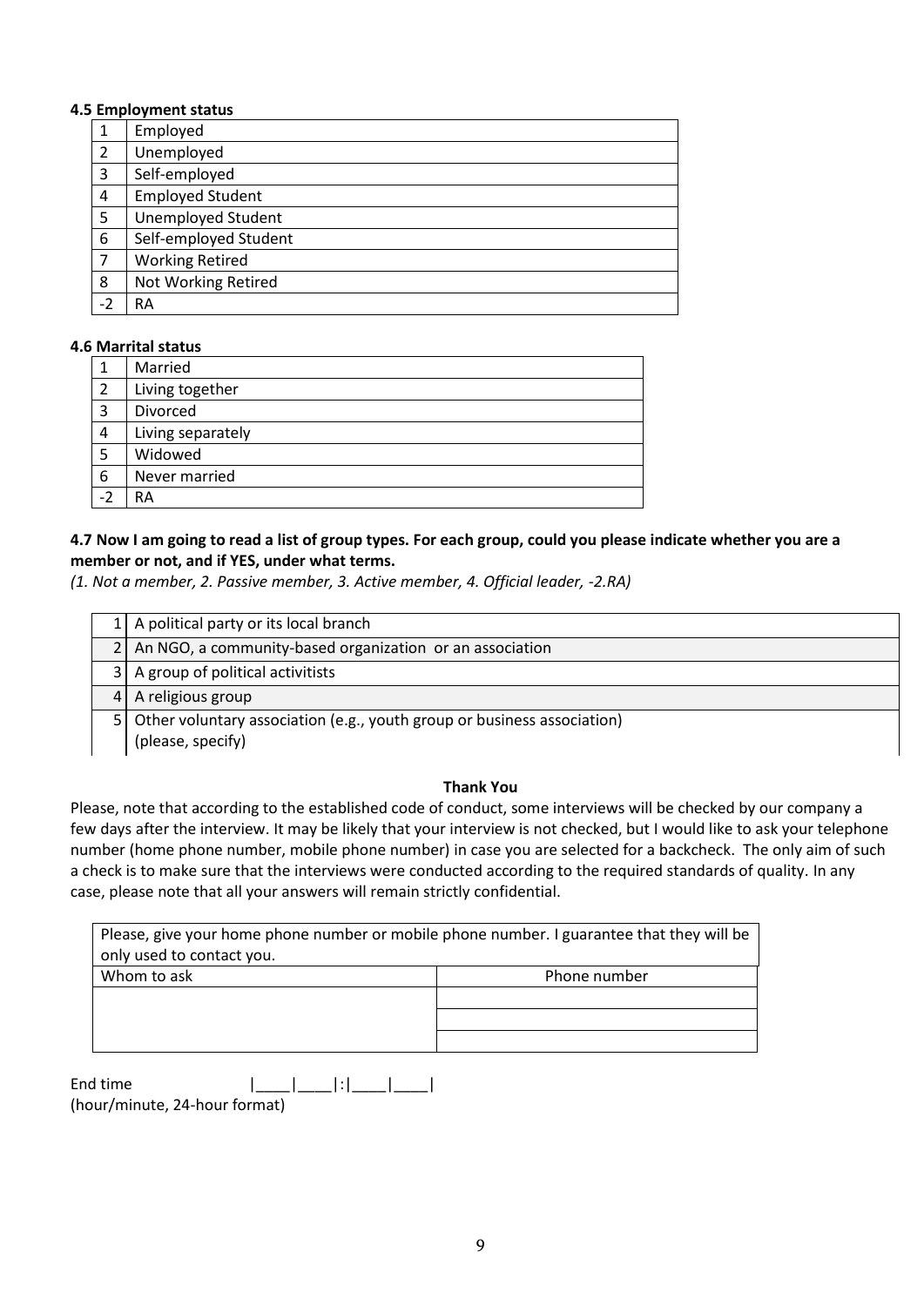**4.5 Employment status**

| | |
|---|---|
| 1 | Employed |
| 2 | Unemployed |
| 3 | Self-employed |
| 4 | Employed Student |
| 5 | Unemployed Student |
| 6 | Self-employed Student |
| 7 | Working Retired |
| 8 | Not Working Retired |
| -2 | RA |

**4.6 Marrital status**

| | |
|---|---|
| 1 | Married |
| 2 | Living together |
| 3 | Divorced |
| 4 | Living separately |
| 5 | Widowed |
| 6 | Never married |
| -2 | RA |

**4.7 Now I am going to read a list of group types. For each group, could you please indicate whether you are a member or not, and if YES, under what terms.**

*(1. Not a member, 2. Passive member, 3. Active member, 4. Official leader, -2.RA)*

| | |
|---|---|
| 1 | A political party or its local branch |
| 2 | An NGO, a community-based organization or an association |
| 3 | A group of political activitists |
| 4 | A religious group |
| 5 | Other voluntary association (e.g., youth group or business association) (please, specify) |

**Thank You**

Please, note that according to the established code of conduct, some interviews will be checked by our company a few days after the interview. It may be likely that your interview is not checked, but I would like to ask your telephone number (home phone number, mobile phone number) in case you are selected for a backcheck. The only aim of such a check is to make sure that the interviews were conducted according to the required standards of quality. In any case, please note that all your answers will remain strictly confidential.

| Please, give your home phone number or mobile phone number. I guarantee that they will be only used to contact you. | |
|---|---|
| Whom to ask | Phone number |
| | |
| | |
| | |

End time |____|____|:|____|____|
(hour/minute, 24-hour format)